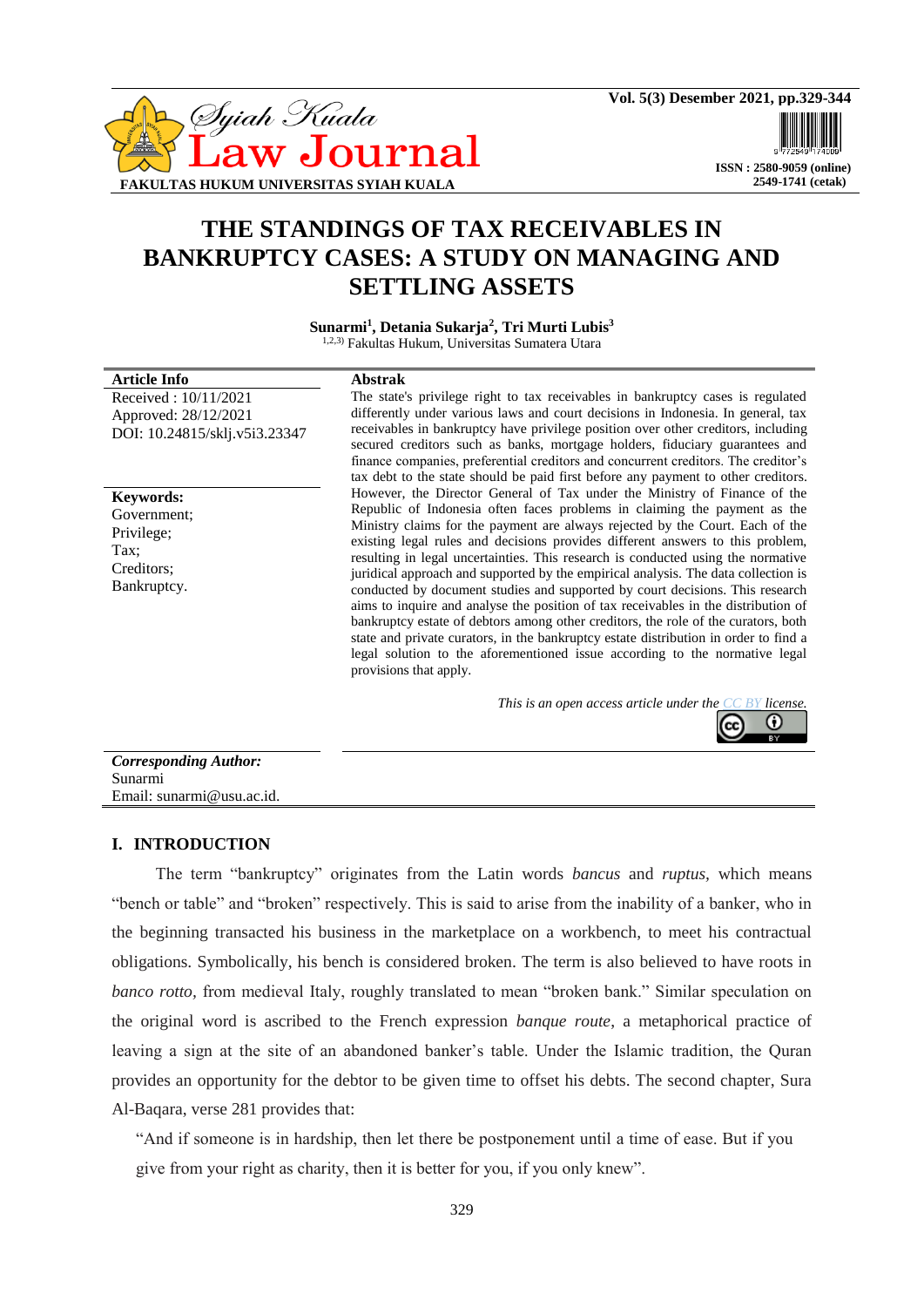# THE STANDINGS OF TAX RECEIVABLES IN BANKRUPTCY CASES: A STUDY ON MANAGING AND SETTLING ASSETS

**Sunarmi[1], Detania Sukarja[2], Tri Murti Lubis[3]**
[1,2,3)] Fakultas Hukum, Universitas Sumatera Utara

**Article Info**
Received : 10/11/2021
Approved: 28/12/2021
DOI: 10.24815/sklj.v5i3.23347

**Keywords:**
Government;
Privilege;
Tax;
Creditors;
Bankruptcy.

**Abstrak**

The state's privilege right to tax receivables in bankruptcy cases is regulated differently under various laws and court decisions in Indonesia. In general, tax receivables in bankruptcy have privilege position over other creditors, including secured creditors such as banks, mortgage holders, fiduciary guarantees and finance companies, preferential creditors and concurrent creditors. The creditor's tax debt to the state should be paid first before any payment to other creditors. However, the Director General of Tax under the Ministry of Finance of the Republic of Indonesia often faces problems in claiming the payment as the Ministry claims for the payment are always rejected by the Court. Each of the existing legal rules and decisions provides different answers to this problem, resulting in legal uncertainties. This research is conducted using the normative juridical approach and supported by the empirical analysis. The data collection is conducted by document studies and supported by court decisions. This research aims to inquire and analyse the position of tax receivables in the distribution of bankruptcy estate of debtors among other creditors, the role of the curators, both state and private curators, in the bankruptcy estate distribution in order to find a legal solution to the aforementioned issue according to the normative legal provisions that apply.

*This is an open access article under the CC BY license.*

***Corresponding Author:***
Sunarmi
Email: sunarmi@usu.ac.id.

## I. INTRODUCTION

The term "bankruptcy" originates from the Latin words *bancus* and *ruptus*, which means "bench or table" and "broken" respectively. This is said to arise from the inability of a banker, who in the beginning transacted his business in the marketplace on a workbench, to meet his contractual obligations. Symbolically, his bench is considered broken. The term is also believed to have roots in *banco rotto*, from medieval Italy, roughly translated to mean "broken bank." Similar speculation on the original word is ascribed to the French expression *banque route*, a metaphorical practice of leaving a sign at the site of an abandoned banker's table. Under the Islamic tradition, the Quran provides an opportunity for the debtor to be given time to offset his debts. The second chapter, Sura Al-Baqara, verse 281 provides that:

> "And if someone is in hardship, then let there be postponement until a time of ease. But if you give from your right as charity, then it is better for you, if you only knew".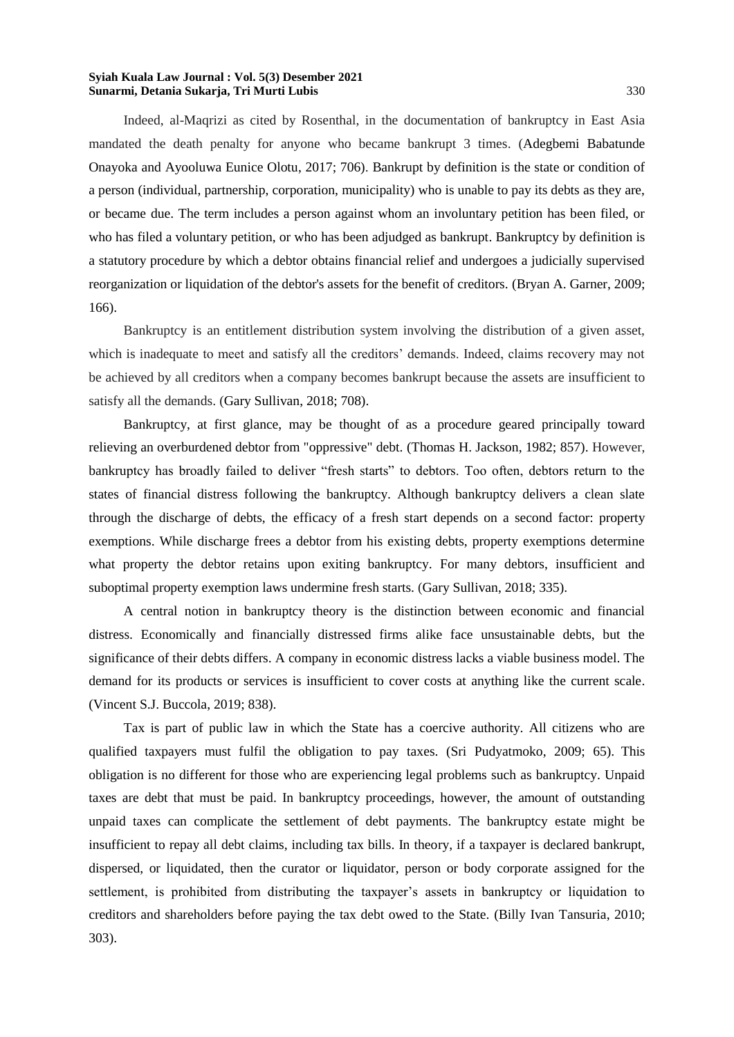Indeed, al-Maqrizi as cited by Rosenthal, in the documentation of bankruptcy in East Asia mandated the death penalty for anyone who became bankrupt 3 times. (Adegbemi Babatunde Onayoka and Ayooluwa Eunice Olotu, 2017; 706). Bankrupt by definition is the state or condition of a person (individual, partnership, corporation, municipality) who is unable to pay its debts as they are, or became due. The term includes a person against whom an involuntary petition has been filed, or who has filed a voluntary petition, or who has been adjudged as bankrupt. Bankruptcy by definition is a statutory procedure by which a debtor obtains financial relief and undergoes a judicially supervised reorganization or liquidation of the debtor's assets for the benefit of creditors. (Bryan A. Garner, 2009; 166).

Bankruptcy is an entitlement distribution system involving the distribution of a given asset, which is inadequate to meet and satisfy all the creditors' demands. Indeed, claims recovery may not be achieved by all creditors when a company becomes bankrupt because the assets are insufficient to satisfy all the demands. (Gary Sullivan, 2018; 708).

Bankruptcy, at first glance, may be thought of as a procedure geared principally toward relieving an overburdened debtor from "oppressive" debt. (Thomas H. Jackson, 1982; 857). However, bankruptcy has broadly failed to deliver "fresh starts" to debtors. Too often, debtors return to the states of financial distress following the bankruptcy. Although bankruptcy delivers a clean slate through the discharge of debts, the efficacy of a fresh start depends on a second factor: property exemptions. While discharge frees a debtor from his existing debts, property exemptions determine what property the debtor retains upon exiting bankruptcy. For many debtors, insufficient and suboptimal property exemption laws undermine fresh starts. (Gary Sullivan, 2018; 335).

A central notion in bankruptcy theory is the distinction between economic and financial distress. Economically and financially distressed firms alike face unsustainable debts, but the significance of their debts differs. A company in economic distress lacks a viable business model. The demand for its products or services is insufficient to cover costs at anything like the current scale. (Vincent S.J. Buccola, 2019; 838).

Tax is part of public law in which the State has a coercive authority. All citizens who are qualified taxpayers must fulfil the obligation to pay taxes. (Sri Pudyatmoko, 2009; 65). This obligation is no different for those who are experiencing legal problems such as bankruptcy. Unpaid taxes are debt that must be paid. In bankruptcy proceedings, however, the amount of outstanding unpaid taxes can complicate the settlement of debt payments. The bankruptcy estate might be insufficient to repay all debt claims, including tax bills. In theory, if a taxpayer is declared bankrupt, dispersed, or liquidated, then the curator or liquidator, person or body corporate assigned for the settlement, is prohibited from distributing the taxpayer's assets in bankruptcy or liquidation to creditors and shareholders before paying the tax debt owed to the State. (Billy Ivan Tansuria, 2010; 303).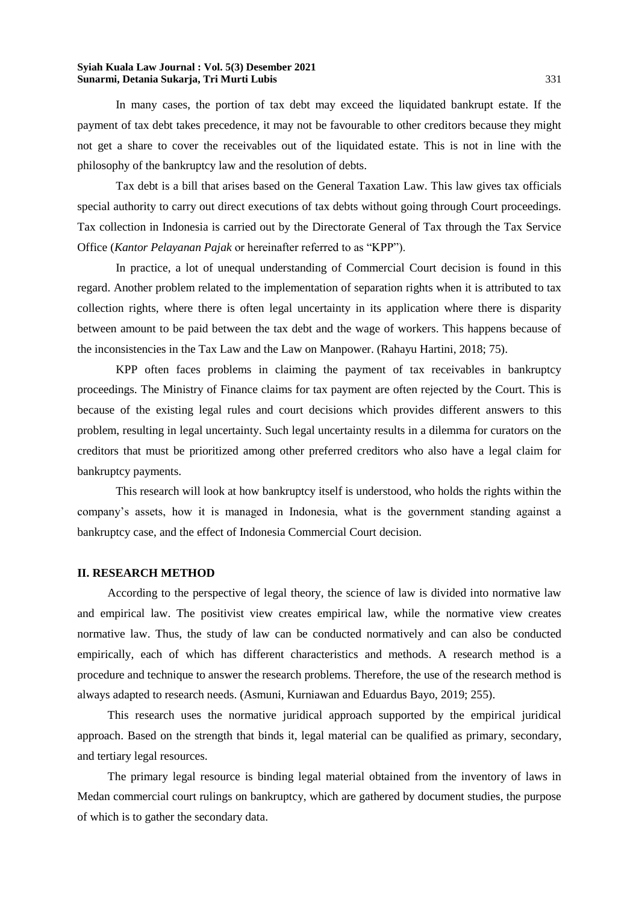In many cases, the portion of tax debt may exceed the liquidated bankrupt estate. If the payment of tax debt takes precedence, it may not be favourable to other creditors because they might not get a share to cover the receivables out of the liquidated estate. This is not in line with the philosophy of the bankruptcy law and the resolution of debts.

Tax debt is a bill that arises based on the General Taxation Law. This law gives tax officials special authority to carry out direct executions of tax debts without going through Court proceedings. Tax collection in Indonesia is carried out by the Directorate General of Tax through the Tax Service Office (*Kantor Pelayanan Pajak* or hereinafter referred to as "KPP").

In practice, a lot of unequal understanding of Commercial Court decision is found in this regard. Another problem related to the implementation of separation rights when it is attributed to tax collection rights, where there is often legal uncertainty in its application where there is disparity between amount to be paid between the tax debt and the wage of workers. This happens because of the inconsistencies in the Tax Law and the Law on Manpower. (Rahayu Hartini, 2018; 75).

KPP often faces problems in claiming the payment of tax receivables in bankruptcy proceedings. The Ministry of Finance claims for tax payment are often rejected by the Court. This is because of the existing legal rules and court decisions which provides different answers to this problem, resulting in legal uncertainty. Such legal uncertainty results in a dilemma for curators on the creditors that must be prioritized among other preferred creditors who also have a legal claim for bankruptcy payments.

This research will look at how bankruptcy itself is understood, who holds the rights within the company's assets, how it is managed in Indonesia, what is the government standing against a bankruptcy case, and the effect of Indonesia Commercial Court decision.

## II. RESEARCH METHOD

According to the perspective of legal theory, the science of law is divided into normative law and empirical law. The positivist view creates empirical law, while the normative view creates normative law. Thus, the study of law can be conducted normatively and can also be conducted empirically, each of which has different characteristics and methods. A research method is a procedure and technique to answer the research problems. Therefore, the use of the research method is always adapted to research needs. (Asmuni, Kurniawan and Eduardus Bayo, 2019; 255).

This research uses the normative juridical approach supported by the empirical juridical approach. Based on the strength that binds it, legal material can be qualified as primary, secondary, and tertiary legal resources.

The primary legal resource is binding legal material obtained from the inventory of laws in Medan commercial court rulings on bankruptcy, which are gathered by document studies, the purpose of which is to gather the secondary data.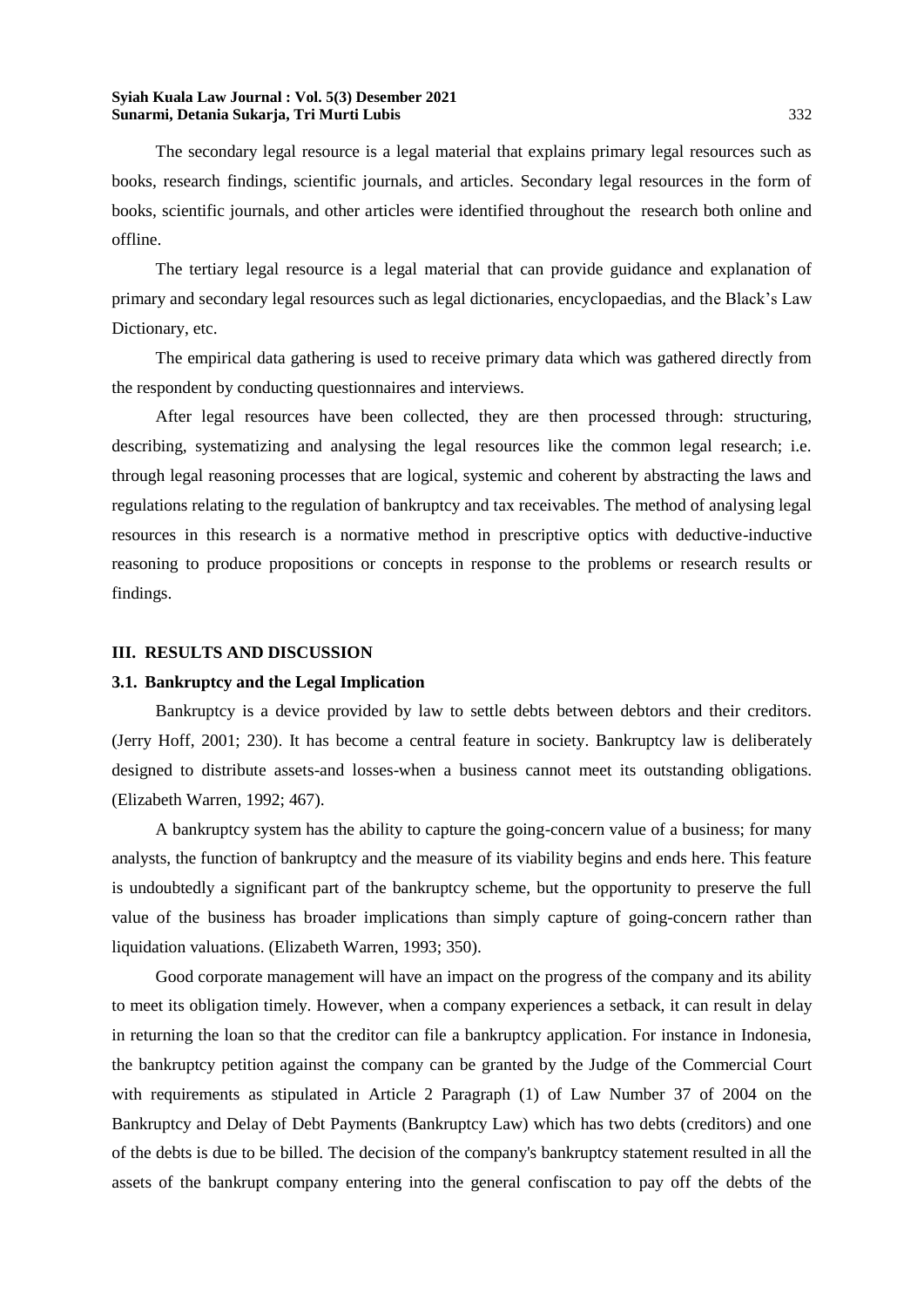The secondary legal resource is a legal material that explains primary legal resources such as books, research findings, scientific journals, and articles. Secondary legal resources in the form of books, scientific journals, and other articles were identified throughout the research both online and offline.

The tertiary legal resource is a legal material that can provide guidance and explanation of primary and secondary legal resources such as legal dictionaries, encyclopaedias, and the Black's Law Dictionary, etc.

The empirical data gathering is used to receive primary data which was gathered directly from the respondent by conducting questionnaires and interviews.

After legal resources have been collected, they are then processed through: structuring, describing, systematizing and analysing the legal resources like the common legal research; i.e. through legal reasoning processes that are logical, systemic and coherent by abstracting the laws and regulations relating to the regulation of bankruptcy and tax receivables. The method of analysing legal resources in this research is a normative method in prescriptive optics with deductive-inductive reasoning to produce propositions or concepts in response to the problems or research results or findings.

## III. RESULTS AND DISCUSSION

### 3.1. Bankruptcy and the Legal Implication

Bankruptcy is a device provided by law to settle debts between debtors and their creditors. (Jerry Hoff, 2001; 230). It has become a central feature in society. Bankruptcy law is deliberately designed to distribute assets-and losses-when a business cannot meet its outstanding obligations. (Elizabeth Warren, 1992; 467).

A bankruptcy system has the ability to capture the going-concern value of a business; for many analysts, the function of bankruptcy and the measure of its viability begins and ends here. This feature is undoubtedly a significant part of the bankruptcy scheme, but the opportunity to preserve the full value of the business has broader implications than simply capture of going-concern rather than liquidation valuations. (Elizabeth Warren, 1993; 350).

Good corporate management will have an impact on the progress of the company and its ability to meet its obligation timely. However, when a company experiences a setback, it can result in delay in returning the loan so that the creditor can file a bankruptcy application. For instance in Indonesia, the bankruptcy petition against the company can be granted by the Judge of the Commercial Court with requirements as stipulated in Article 2 Paragraph (1) of Law Number 37 of 2004 on the Bankruptcy and Delay of Debt Payments (Bankruptcy Law) which has two debts (creditors) and one of the debts is due to be billed. The decision of the company's bankruptcy statement resulted in all the assets of the bankrupt company entering into the general confiscation to pay off the debts of the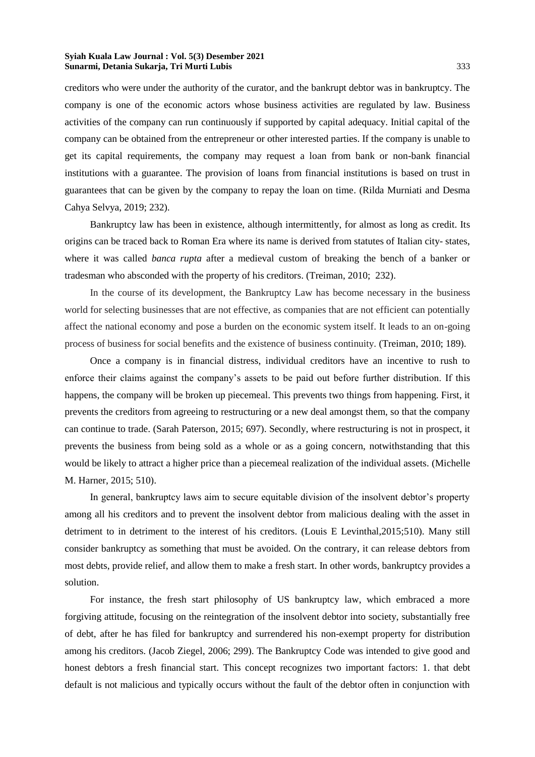creditors who were under the authority of the curator, and the bankrupt debtor was in bankruptcy. The company is one of the economic actors whose business activities are regulated by law. Business activities of the company can run continuously if supported by capital adequacy. Initial capital of the company can be obtained from the entrepreneur or other interested parties. If the company is unable to get its capital requirements, the company may request a loan from bank or non-bank financial institutions with a guarantee. The provision of loans from financial institutions is based on trust in guarantees that can be given by the company to repay the loan on time. (Rilda Murniati and Desma Cahya Selvya, 2019; 232).

Bankruptcy law has been in existence, although intermittently, for almost as long as credit. Its origins can be traced back to Roman Era where its name is derived from statutes of Italian city- states, where it was called *banca rupta* after a medieval custom of breaking the bench of a banker or tradesman who absconded with the property of his creditors. (Treiman, 2010; 232).

In the course of its development, the Bankruptcy Law has become necessary in the business world for selecting businesses that are not effective, as companies that are not efficient can potentially affect the national economy and pose a burden on the economic system itself. It leads to an on-going process of business for social benefits and the existence of business continuity. (Treiman, 2010; 189).

Once a company is in financial distress, individual creditors have an incentive to rush to enforce their claims against the company's assets to be paid out before further distribution. If this happens, the company will be broken up piecemeal. This prevents two things from happening. First, it prevents the creditors from agreeing to restructuring or a new deal amongst them, so that the company can continue to trade. (Sarah Paterson, 2015; 697). Secondly, where restructuring is not in prospect, it prevents the business from being sold as a whole or as a going concern, notwithstanding that this would be likely to attract a higher price than a piecemeal realization of the individual assets. (Michelle M. Harner, 2015; 510).

In general, bankruptcy laws aim to secure equitable division of the insolvent debtor's property among all his creditors and to prevent the insolvent debtor from malicious dealing with the asset in detriment to in detriment to the interest of his creditors. (Louis E Levinthal,2015;510). Many still consider bankruptcy as something that must be avoided. On the contrary, it can release debtors from most debts, provide relief, and allow them to make a fresh start. In other words, bankruptcy provides a solution.

For instance, the fresh start philosophy of US bankruptcy law, which embraced a more forgiving attitude, focusing on the reintegration of the insolvent debtor into society, substantially free of debt, after he has filed for bankruptcy and surrendered his non-exempt property for distribution among his creditors. (Jacob Ziegel, 2006; 299). The Bankruptcy Code was intended to give good and honest debtors a fresh financial start. This concept recognizes two important factors: 1. that debt default is not malicious and typically occurs without the fault of the debtor often in conjunction with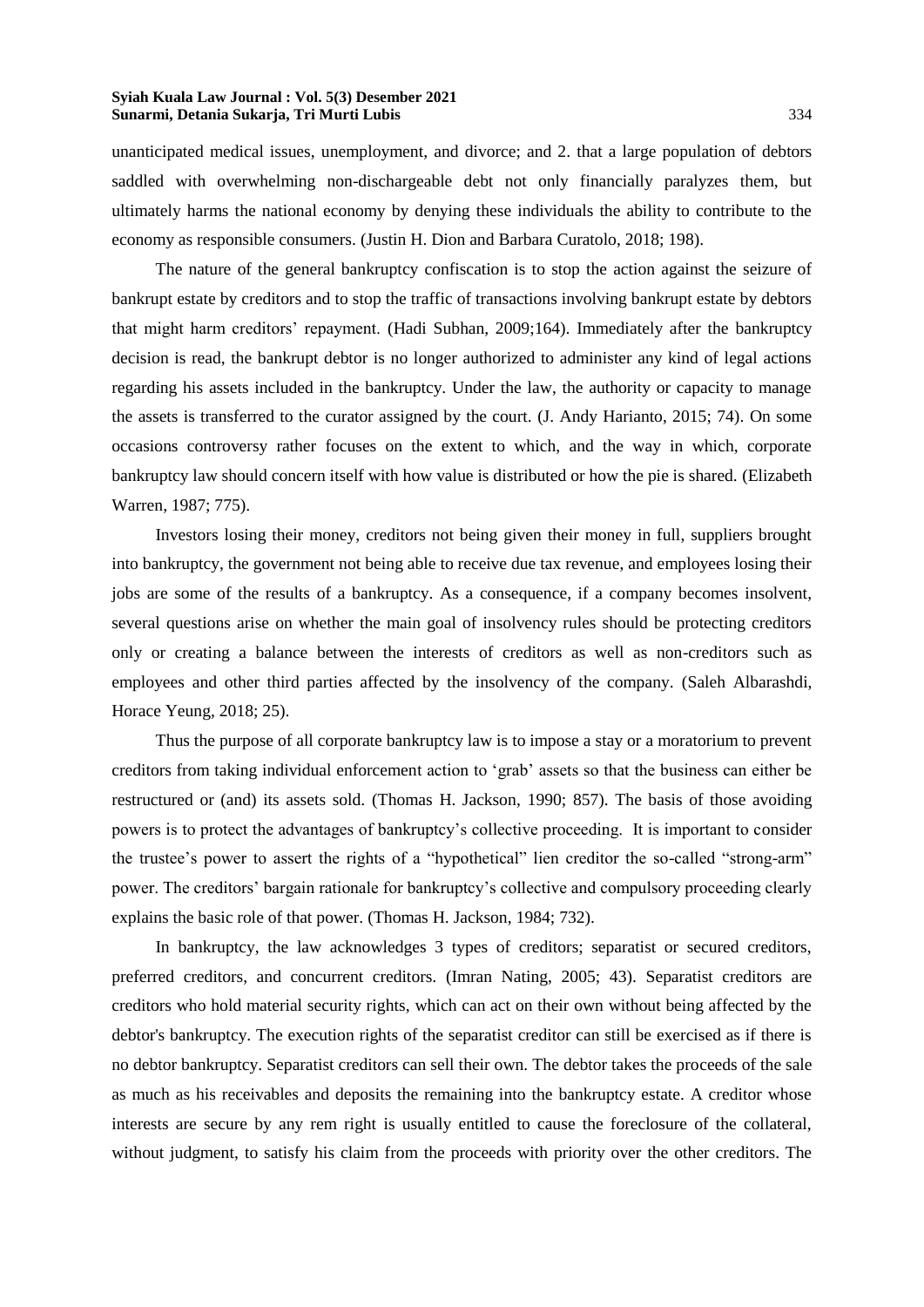unanticipated medical issues, unemployment, and divorce; and 2. that a large population of debtors saddled with overwhelming non-dischargeable debt not only financially paralyzes them, but ultimately harms the national economy by denying these individuals the ability to contribute to the economy as responsible consumers. (Justin H. Dion and Barbara Curatolo, 2018; 198).

The nature of the general bankruptcy confiscation is to stop the action against the seizure of bankrupt estate by creditors and to stop the traffic of transactions involving bankrupt estate by debtors that might harm creditors' repayment. (Hadi Subhan, 2009;164). Immediately after the bankruptcy decision is read, the bankrupt debtor is no longer authorized to administer any kind of legal actions regarding his assets included in the bankruptcy. Under the law, the authority or capacity to manage the assets is transferred to the curator assigned by the court. (J. Andy Harianto, 2015; 74). On some occasions controversy rather focuses on the extent to which, and the way in which, corporate bankruptcy law should concern itself with how value is distributed or how the pie is shared. (Elizabeth Warren, 1987; 775).

Investors losing their money, creditors not being given their money in full, suppliers brought into bankruptcy, the government not being able to receive due tax revenue, and employees losing their jobs are some of the results of a bankruptcy. As a consequence, if a company becomes insolvent, several questions arise on whether the main goal of insolvency rules should be protecting creditors only or creating a balance between the interests of creditors as well as non-creditors such as employees and other third parties affected by the insolvency of the company. (Saleh Albarashdi, Horace Yeung, 2018; 25).

Thus the purpose of all corporate bankruptcy law is to impose a stay or a moratorium to prevent creditors from taking individual enforcement action to 'grab' assets so that the business can either be restructured or (and) its assets sold. (Thomas H. Jackson, 1990; 857). The basis of those avoiding powers is to protect the advantages of bankruptcy's collective proceeding. It is important to consider the trustee's power to assert the rights of a "hypothetical" lien creditor the so-called "strong-arm" power. The creditors' bargain rationale for bankruptcy's collective and compulsory proceeding clearly explains the basic role of that power. (Thomas H. Jackson, 1984; 732).

In bankruptcy, the law acknowledges 3 types of creditors; separatist or secured creditors, preferred creditors, and concurrent creditors. (Imran Nating, 2005; 43). Separatist creditors are creditors who hold material security rights, which can act on their own without being affected by the debtor's bankruptcy. The execution rights of the separatist creditor can still be exercised as if there is no debtor bankruptcy. Separatist creditors can sell their own. The debtor takes the proceeds of the sale as much as his receivables and deposits the remaining into the bankruptcy estate. A creditor whose interests are secure by any rem right is usually entitled to cause the foreclosure of the collateral, without judgment, to satisfy his claim from the proceeds with priority over the other creditors. The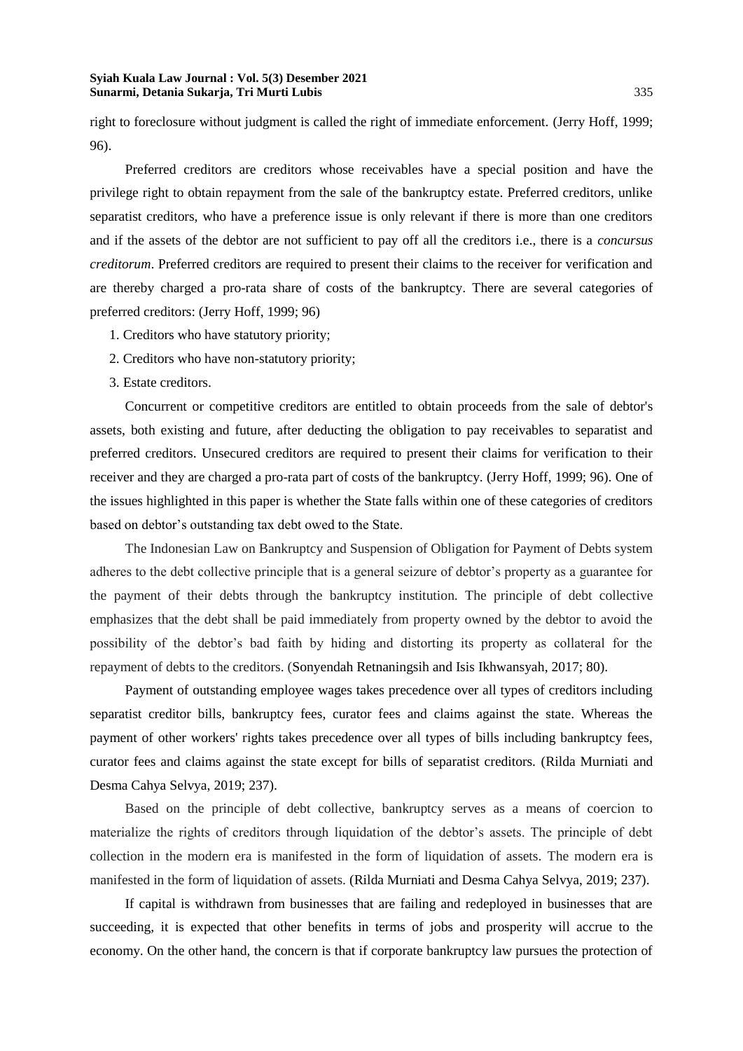right to foreclosure without judgment is called the right of immediate enforcement. (Jerry Hoff, 1999; 96).

Preferred creditors are creditors whose receivables have a special position and have the privilege right to obtain repayment from the sale of the bankruptcy estate. Preferred creditors, unlike separatist creditors, who have a preference issue is only relevant if there is more than one creditors and if the assets of the debtor are not sufficient to pay off all the creditors i.e., there is a *concursus creditorum*. Preferred creditors are required to present their claims to the receiver for verification and are thereby charged a pro-rata share of costs of the bankruptcy. There are several categories of preferred creditors: (Jerry Hoff, 1999; 96)

1. Creditors who have statutory priority;
2. Creditors who have non-statutory priority;
3. Estate creditors.

Concurrent or competitive creditors are entitled to obtain proceeds from the sale of debtor's assets, both existing and future, after deducting the obligation to pay receivables to separatist and preferred creditors. Unsecured creditors are required to present their claims for verification to their receiver and they are charged a pro-rata part of costs of the bankruptcy. (Jerry Hoff, 1999; 96). One of the issues highlighted in this paper is whether the State falls within one of these categories of creditors based on debtor's outstanding tax debt owed to the State.

The Indonesian Law on Bankruptcy and Suspension of Obligation for Payment of Debts system adheres to the debt collective principle that is a general seizure of debtor's property as a guarantee for the payment of their debts through the bankruptcy institution. The principle of debt collective emphasizes that the debt shall be paid immediately from property owned by the debtor to avoid the possibility of the debtor's bad faith by hiding and distorting its property as collateral for the repayment of debts to the creditors. (Sonyendah Retnaningsih and Isis Ikhwansyah, 2017; 80).

Payment of outstanding employee wages takes precedence over all types of creditors including separatist creditor bills, bankruptcy fees, curator fees and claims against the state. Whereas the payment of other workers' rights takes precedence over all types of bills including bankruptcy fees, curator fees and claims against the state except for bills of separatist creditors. (Rilda Murniati and Desma Cahya Selvya, 2019; 237).

Based on the principle of debt collective, bankruptcy serves as a means of coercion to materialize the rights of creditors through liquidation of the debtor's assets. The principle of debt collection in the modern era is manifested in the form of liquidation of assets. The modern era is manifested in the form of liquidation of assets. (Rilda Murniati and Desma Cahya Selvya, 2019; 237).

If capital is withdrawn from businesses that are failing and redeployed in businesses that are succeeding, it is expected that other benefits in terms of jobs and prosperity will accrue to the economy. On the other hand, the concern is that if corporate bankruptcy law pursues the protection of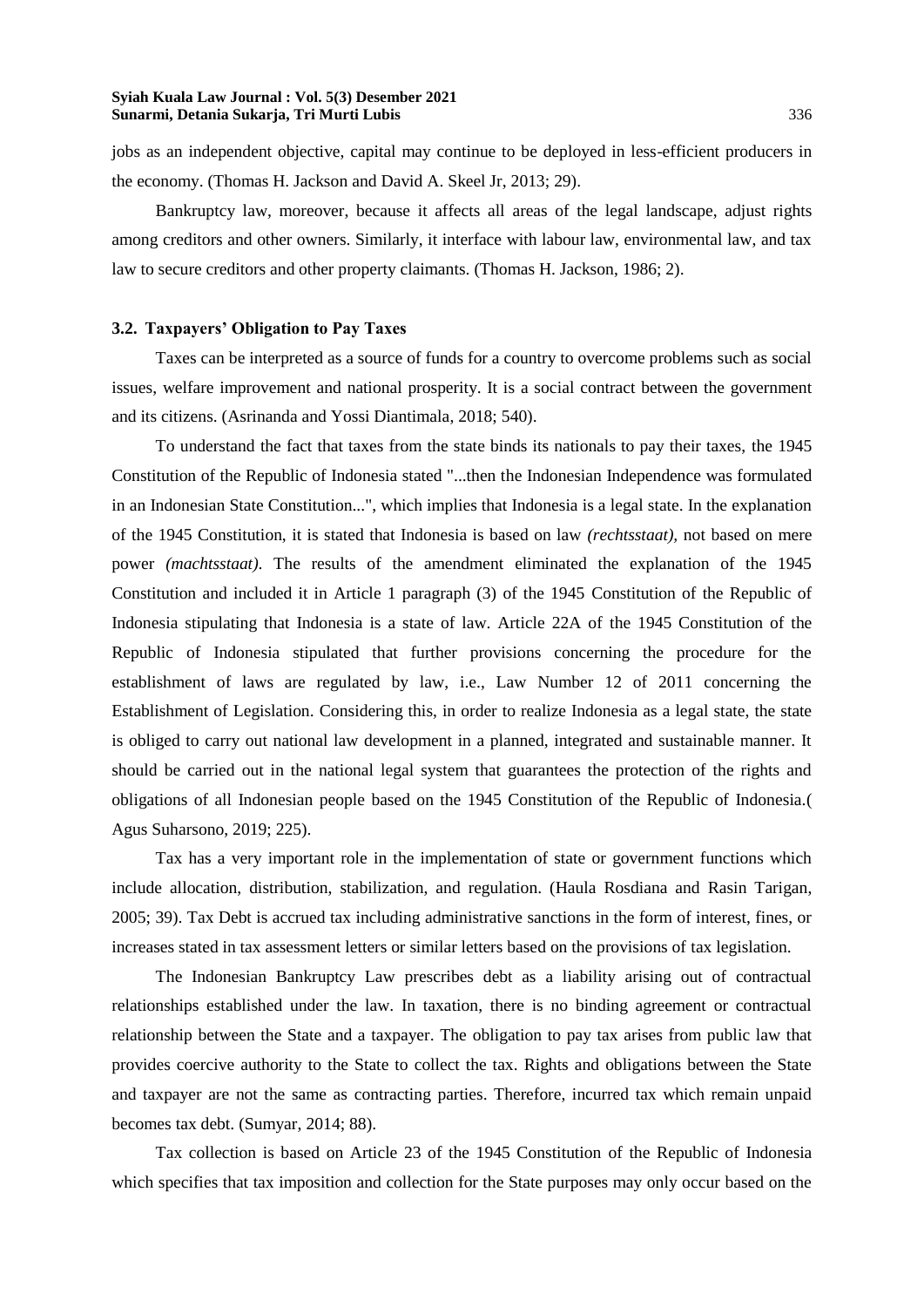jobs as an independent objective, capital may continue to be deployed in less-efficient producers in the economy. (Thomas H. Jackson and David A. Skeel Jr, 2013; 29).

Bankruptcy law, moreover, because it affects all areas of the legal landscape, adjust rights among creditors and other owners. Similarly, it interface with labour law, environmental law, and tax law to secure creditors and other property claimants. (Thomas H. Jackson, 1986; 2).

### 3.2. Taxpayers' Obligation to Pay Taxes

Taxes can be interpreted as a source of funds for a country to overcome problems such as social issues, welfare improvement and national prosperity. It is a social contract between the government and its citizens. (Asrinanda and Yossi Diantimala, 2018; 540).

To understand the fact that taxes from the state binds its nationals to pay their taxes, the 1945 Constitution of the Republic of Indonesia stated "...then the Indonesian Independence was formulated in an Indonesian State Constitution...", which implies that Indonesia is a legal state. In the explanation of the 1945 Constitution, it is stated that Indonesia is based on law *(rechtsstaat)*, not based on mere power *(machtsstaat)*. The results of the amendment eliminated the explanation of the 1945 Constitution and included it in Article 1 paragraph (3) of the 1945 Constitution of the Republic of Indonesia stipulating that Indonesia is a state of law. Article 22A of the 1945 Constitution of the Republic of Indonesia stipulated that further provisions concerning the procedure for the establishment of laws are regulated by law, i.e., Law Number 12 of 2011 concerning the Establishment of Legislation. Considering this, in order to realize Indonesia as a legal state, the state is obliged to carry out national law development in a planned, integrated and sustainable manner. It should be carried out in the national legal system that guarantees the protection of the rights and obligations of all Indonesian people based on the 1945 Constitution of the Republic of Indonesia.( Agus Suharsono, 2019; 225).

Tax has a very important role in the implementation of state or government functions which include allocation, distribution, stabilization, and regulation. (Haula Rosdiana and Rasin Tarigan, 2005; 39). Tax Debt is accrued tax including administrative sanctions in the form of interest, fines, or increases stated in tax assessment letters or similar letters based on the provisions of tax legislation.

The Indonesian Bankruptcy Law prescribes debt as a liability arising out of contractual relationships established under the law. In taxation, there is no binding agreement or contractual relationship between the State and a taxpayer. The obligation to pay tax arises from public law that provides coercive authority to the State to collect the tax. Rights and obligations between the State and taxpayer are not the same as contracting parties. Therefore, incurred tax which remain unpaid becomes tax debt. (Sumyar, 2014; 88).

Tax collection is based on Article 23 of the 1945 Constitution of the Republic of Indonesia which specifies that tax imposition and collection for the State purposes may only occur based on the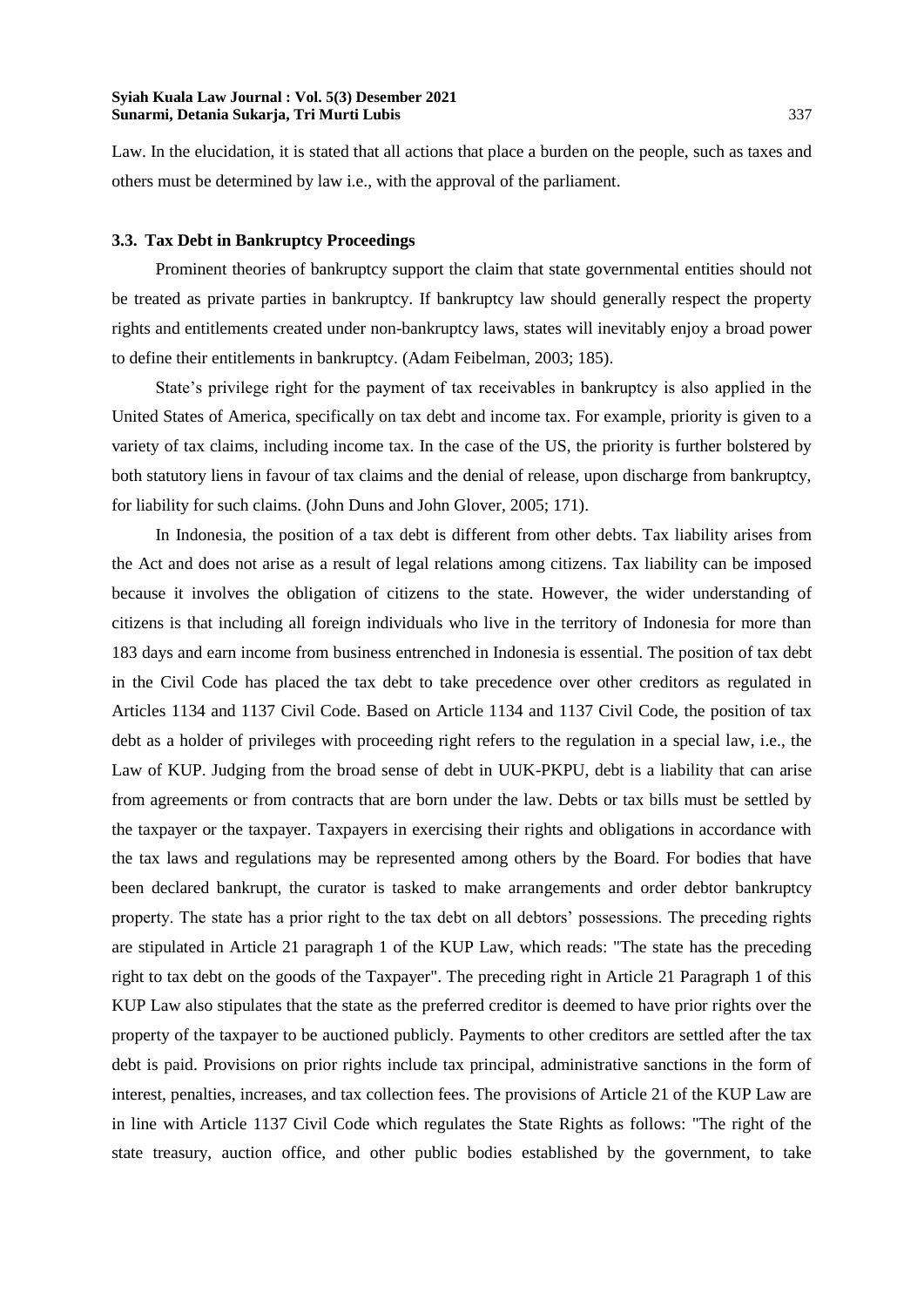Law. In the elucidation, it is stated that all actions that place a burden on the people, such as taxes and others must be determined by law i.e., with the approval of the parliament.

### 3.3. Tax Debt in Bankruptcy Proceedings

Prominent theories of bankruptcy support the claim that state governmental entities should not be treated as private parties in bankruptcy. If bankruptcy law should generally respect the property rights and entitlements created under non-bankruptcy laws, states will inevitably enjoy a broad power to define their entitlements in bankruptcy. (Adam Feibelman, 2003; 185).

State's privilege right for the payment of tax receivables in bankruptcy is also applied in the United States of America, specifically on tax debt and income tax. For example, priority is given to a variety of tax claims, including income tax. In the case of the US, the priority is further bolstered by both statutory liens in favour of tax claims and the denial of release, upon discharge from bankruptcy, for liability for such claims. (John Duns and John Glover, 2005; 171).

In Indonesia, the position of a tax debt is different from other debts. Tax liability arises from the Act and does not arise as a result of legal relations among citizens. Tax liability can be imposed because it involves the obligation of citizens to the state. However, the wider understanding of citizens is that including all foreign individuals who live in the territory of Indonesia for more than 183 days and earn income from business entrenched in Indonesia is essential. The position of tax debt in the Civil Code has placed the tax debt to take precedence over other creditors as regulated in Articles 1134 and 1137 Civil Code. Based on Article 1134 and 1137 Civil Code, the position of tax debt as a holder of privileges with proceeding right refers to the regulation in a special law, i.e., the Law of KUP. Judging from the broad sense of debt in UUK-PKPU, debt is a liability that can arise from agreements or from contracts that are born under the law. Debts or tax bills must be settled by the taxpayer or the taxpayer. Taxpayers in exercising their rights and obligations in accordance with the tax laws and regulations may be represented among others by the Board. For bodies that have been declared bankrupt, the curator is tasked to make arrangements and order debtor bankruptcy property. The state has a prior right to the tax debt on all debtors' possessions. The preceding rights are stipulated in Article 21 paragraph 1 of the KUP Law, which reads: "The state has the preceding right to tax debt on the goods of the Taxpayer". The preceding right in Article 21 Paragraph 1 of this KUP Law also stipulates that the state as the preferred creditor is deemed to have prior rights over the property of the taxpayer to be auctioned publicly. Payments to other creditors are settled after the tax debt is paid. Provisions on prior rights include tax principal, administrative sanctions in the form of interest, penalties, increases, and tax collection fees. The provisions of Article 21 of the KUP Law are in line with Article 1137 Civil Code which regulates the State Rights as follows: "The right of the state treasury, auction office, and other public bodies established by the government, to take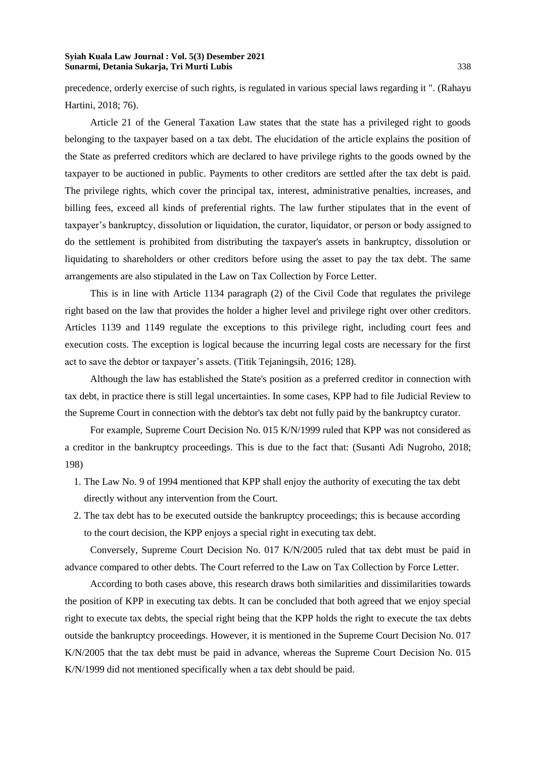precedence, orderly exercise of such rights, is regulated in various special laws regarding it ". (Rahayu Hartini, 2018; 76).

Article 21 of the General Taxation Law states that the state has a privileged right to goods belonging to the taxpayer based on a tax debt. The elucidation of the article explains the position of the State as preferred creditors which are declared to have privilege rights to the goods owned by the taxpayer to be auctioned in public. Payments to other creditors are settled after the tax debt is paid. The privilege rights, which cover the principal tax, interest, administrative penalties, increases, and billing fees, exceed all kinds of preferential rights. The law further stipulates that in the event of taxpayer's bankruptcy, dissolution or liquidation, the curator, liquidator, or person or body assigned to do the settlement is prohibited from distributing the taxpayer's assets in bankruptcy, dissolution or liquidating to shareholders or other creditors before using the asset to pay the tax debt. The same arrangements are also stipulated in the Law on Tax Collection by Force Letter.

This is in line with Article 1134 paragraph (2) of the Civil Code that regulates the privilege right based on the law that provides the holder a higher level and privilege right over other creditors. Articles 1139 and 1149 regulate the exceptions to this privilege right, including court fees and execution costs. The exception is logical because the incurring legal costs are necessary for the first act to save the debtor or taxpayer's assets. (Titik Tejaningsih, 2016; 128).

Although the law has established the State's position as a preferred creditor in connection with tax debt, in practice there is still legal uncertainties. In some cases, KPP had to file Judicial Review to the Supreme Court in connection with the debtor's tax debt not fully paid by the bankruptcy curator.

For example, Supreme Court Decision No. 015 K/N/1999 ruled that KPP was not considered as a creditor in the bankruptcy proceedings. This is due to the fact that: (Susanti Adi Nugroho, 2018; 198)

1. The Law No. 9 of 1994 mentioned that KPP shall enjoy the authority of executing the tax debt directly without any intervention from the Court.
2. The tax debt has to be executed outside the bankruptcy proceedings; this is because according to the court decision, the KPP enjoys a special right in executing tax debt.

Conversely, Supreme Court Decision No. 017 K/N/2005 ruled that tax debt must be paid in advance compared to other debts. The Court referred to the Law on Tax Collection by Force Letter.

According to both cases above, this research draws both similarities and dissimilarities towards the position of KPP in executing tax debts. It can be concluded that both agreed that we enjoy special right to execute tax debts, the special right being that the KPP holds the right to execute the tax debts outside the bankruptcy proceedings. However, it is mentioned in the Supreme Court Decision No. 017 K/N/2005 that the tax debt must be paid in advance, whereas the Supreme Court Decision No. 015 K/N/1999 did not mentioned specifically when a tax debt should be paid.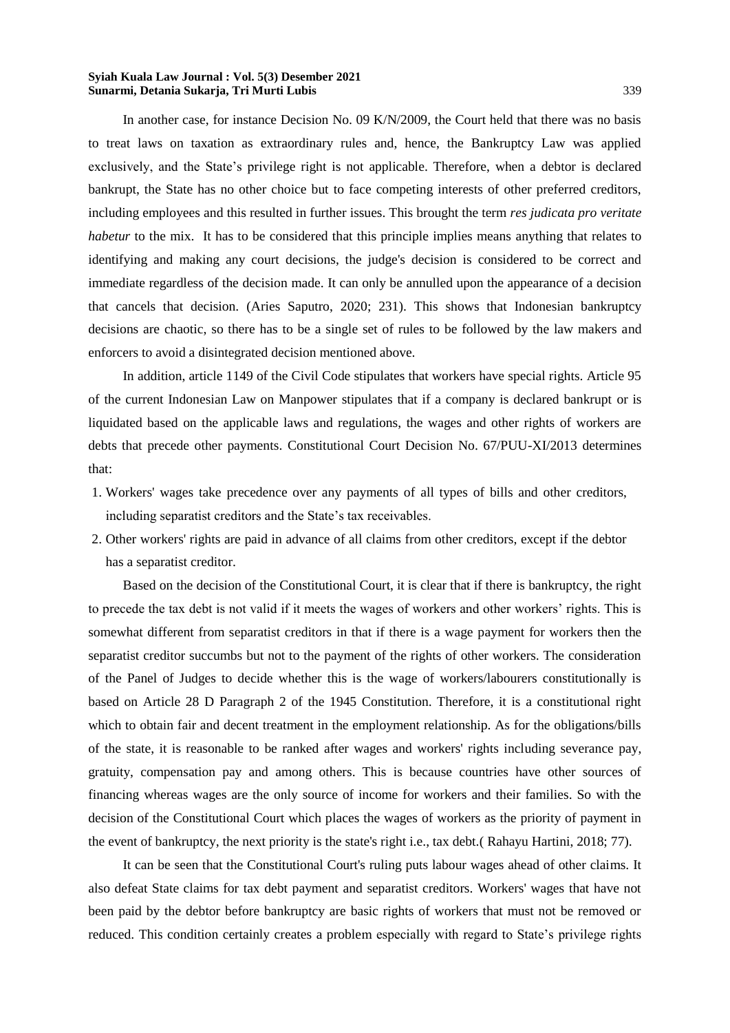In another case, for instance Decision No. 09 K/N/2009, the Court held that there was no basis to treat laws on taxation as extraordinary rules and, hence, the Bankruptcy Law was applied exclusively, and the State's privilege right is not applicable. Therefore, when a debtor is declared bankrupt, the State has no other choice but to face competing interests of other preferred creditors, including employees and this resulted in further issues. This brought the term *res judicata pro veritate habetur* to the mix. It has to be considered that this principle implies means anything that relates to identifying and making any court decisions, the judge's decision is considered to be correct and immediate regardless of the decision made. It can only be annulled upon the appearance of a decision that cancels that decision. (Aries Saputro, 2020; 231). This shows that Indonesian bankruptcy decisions are chaotic, so there has to be a single set of rules to be followed by the law makers and enforcers to avoid a disintegrated decision mentioned above.

In addition, article 1149 of the Civil Code stipulates that workers have special rights. Article 95 of the current Indonesian Law on Manpower stipulates that if a company is declared bankrupt or is liquidated based on the applicable laws and regulations, the wages and other rights of workers are debts that precede other payments. Constitutional Court Decision No. 67/PUU-XI/2013 determines that:

1. Workers' wages take precedence over any payments of all types of bills and other creditors, including separatist creditors and the State's tax receivables.
2. Other workers' rights are paid in advance of all claims from other creditors, except if the debtor has a separatist creditor.

Based on the decision of the Constitutional Court, it is clear that if there is bankruptcy, the right to precede the tax debt is not valid if it meets the wages of workers and other workers' rights. This is somewhat different from separatist creditors in that if there is a wage payment for workers then the separatist creditor succumbs but not to the payment of the rights of other workers. The consideration of the Panel of Judges to decide whether this is the wage of workers/labourers constitutionally is based on Article 28 D Paragraph 2 of the 1945 Constitution. Therefore, it is a constitutional right which to obtain fair and decent treatment in the employment relationship. As for the obligations/bills of the state, it is reasonable to be ranked after wages and workers' rights including severance pay, gratuity, compensation pay and among others. This is because countries have other sources of financing whereas wages are the only source of income for workers and their families. So with the decision of the Constitutional Court which places the wages of workers as the priority of payment in the event of bankruptcy, the next priority is the state's right i.e., tax debt.( Rahayu Hartini, 2018; 77).

It can be seen that the Constitutional Court's ruling puts labour wages ahead of other claims. It also defeat State claims for tax debt payment and separatist creditors. Workers' wages that have not been paid by the debtor before bankruptcy are basic rights of workers that must not be removed or reduced. This condition certainly creates a problem especially with regard to State's privilege rights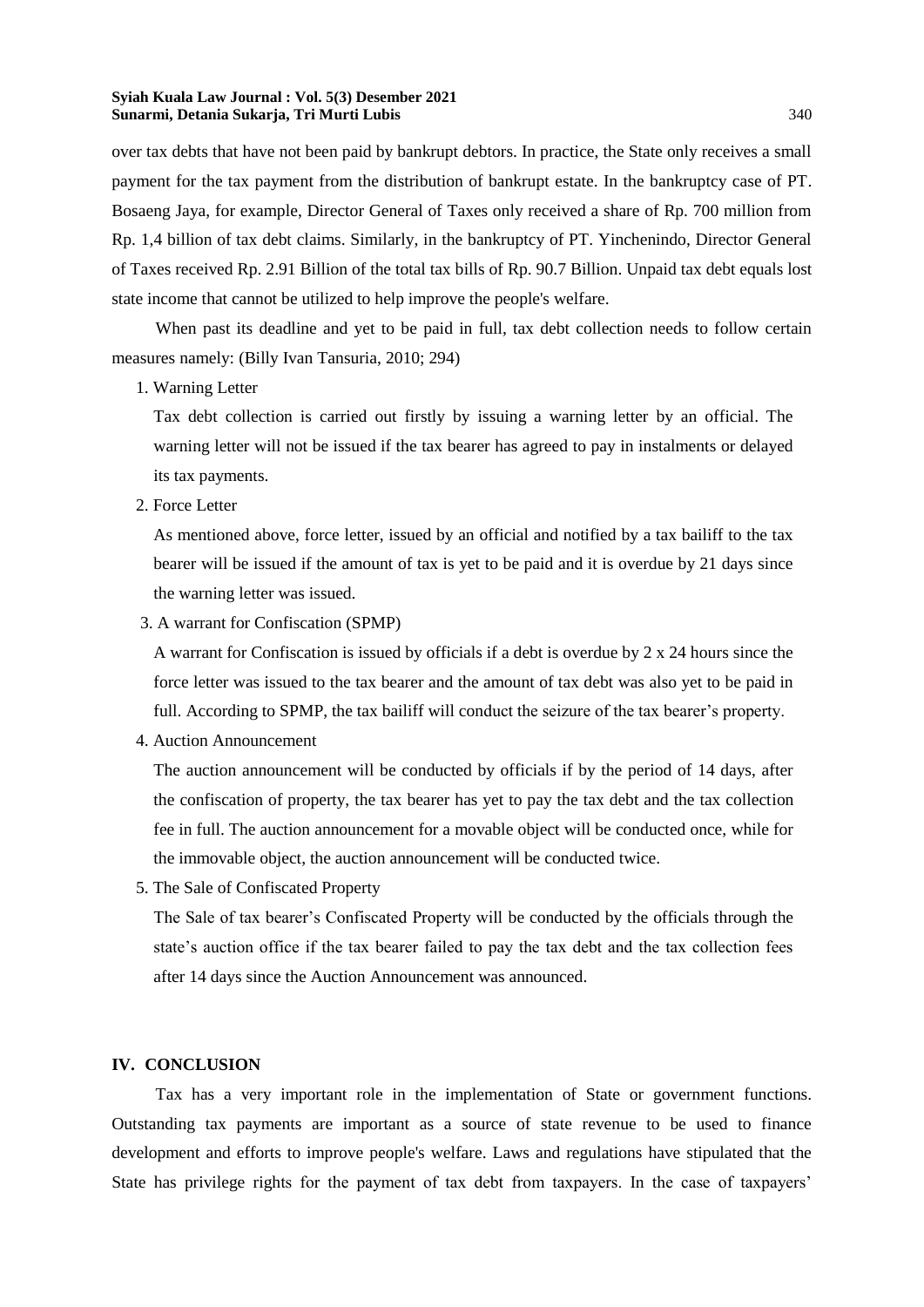over tax debts that have not been paid by bankrupt debtors. In practice, the State only receives a small payment for the tax payment from the distribution of bankrupt estate. In the bankruptcy case of PT. Bosaeng Jaya, for example, Director General of Taxes only received a share of Rp. 700 million from Rp. 1,4 billion of tax debt claims. Similarly, in the bankruptcy of PT. Yinchenindo, Director General of Taxes received Rp. 2.91 Billion of the total tax bills of Rp. 90.7 Billion. Unpaid tax debt equals lost state income that cannot be utilized to help improve the people's welfare.

When past its deadline and yet to be paid in full, tax debt collection needs to follow certain measures namely: (Billy Ivan Tansuria, 2010; 294)

1. Warning Letter

   Tax debt collection is carried out firstly by issuing a warning letter by an official. The warning letter will not be issued if the tax bearer has agreed to pay in instalments or delayed its tax payments.

2. Force Letter

   As mentioned above, force letter, issued by an official and notified by a tax bailiff to the tax bearer will be issued if the amount of tax is yet to be paid and it is overdue by 21 days since the warning letter was issued.

3. A warrant for Confiscation (SPMP)

   A warrant for Confiscation is issued by officials if a debt is overdue by 2 x 24 hours since the force letter was issued to the tax bearer and the amount of tax debt was also yet to be paid in full. According to SPMP, the tax bailiff will conduct the seizure of the tax bearer's property.

4. Auction Announcement

   The auction announcement will be conducted by officials if by the period of 14 days, after the confiscation of property, the tax bearer has yet to pay the tax debt and the tax collection fee in full. The auction announcement for a movable object will be conducted once, while for the immovable object, the auction announcement will be conducted twice.

5. The Sale of Confiscated Property

   The Sale of tax bearer's Confiscated Property will be conducted by the officials through the state's auction office if the tax bearer failed to pay the tax debt and the tax collection fees after 14 days since the Auction Announcement was announced.

## IV. CONCLUSION

Tax has a very important role in the implementation of State or government functions. Outstanding tax payments are important as a source of state revenue to be used to finance development and efforts to improve people's welfare. Laws and regulations have stipulated that the State has privilege rights for the payment of tax debt from taxpayers. In the case of taxpayers'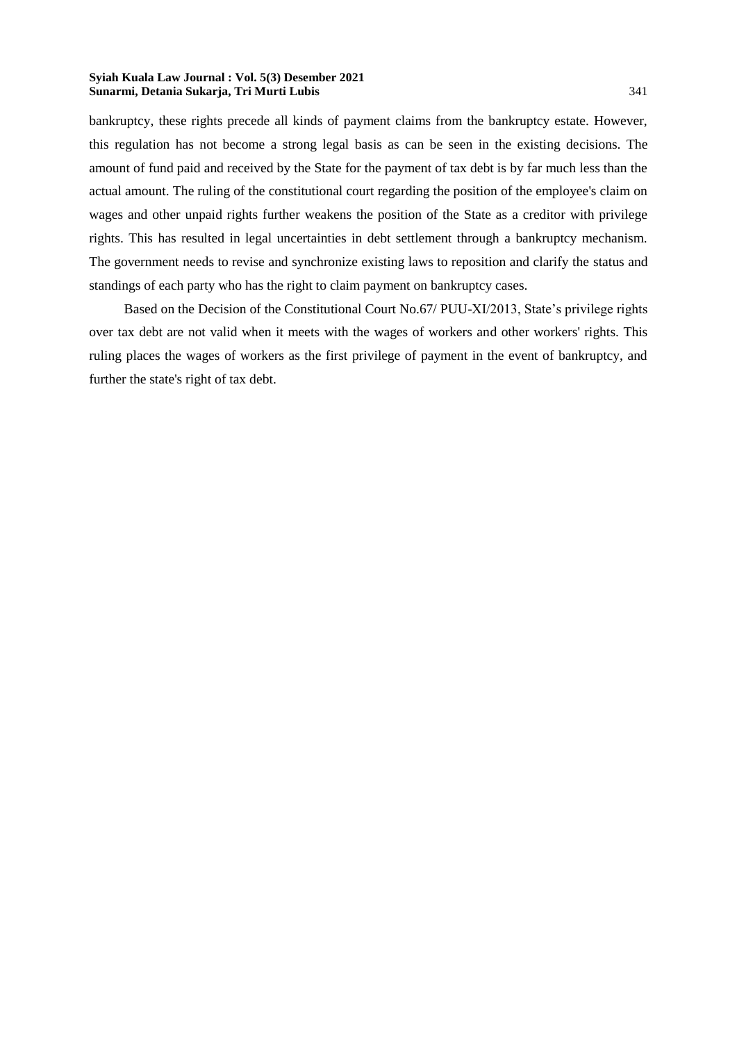bankruptcy, these rights precede all kinds of payment claims from the bankruptcy estate. However, this regulation has not become a strong legal basis as can be seen in the existing decisions. The amount of fund paid and received by the State for the payment of tax debt is by far much less than the actual amount. The ruling of the constitutional court regarding the position of the employee's claim on wages and other unpaid rights further weakens the position of the State as a creditor with privilege rights. This has resulted in legal uncertainties in debt settlement through a bankruptcy mechanism. The government needs to revise and synchronize existing laws to reposition and clarify the status and standings of each party who has the right to claim payment on bankruptcy cases.

Based on the Decision of the Constitutional Court No.67/ PUU-XI/2013, State's privilege rights over tax debt are not valid when it meets with the wages of workers and other workers' rights. This ruling places the wages of workers as the first privilege of payment in the event of bankruptcy, and further the state's right of tax debt.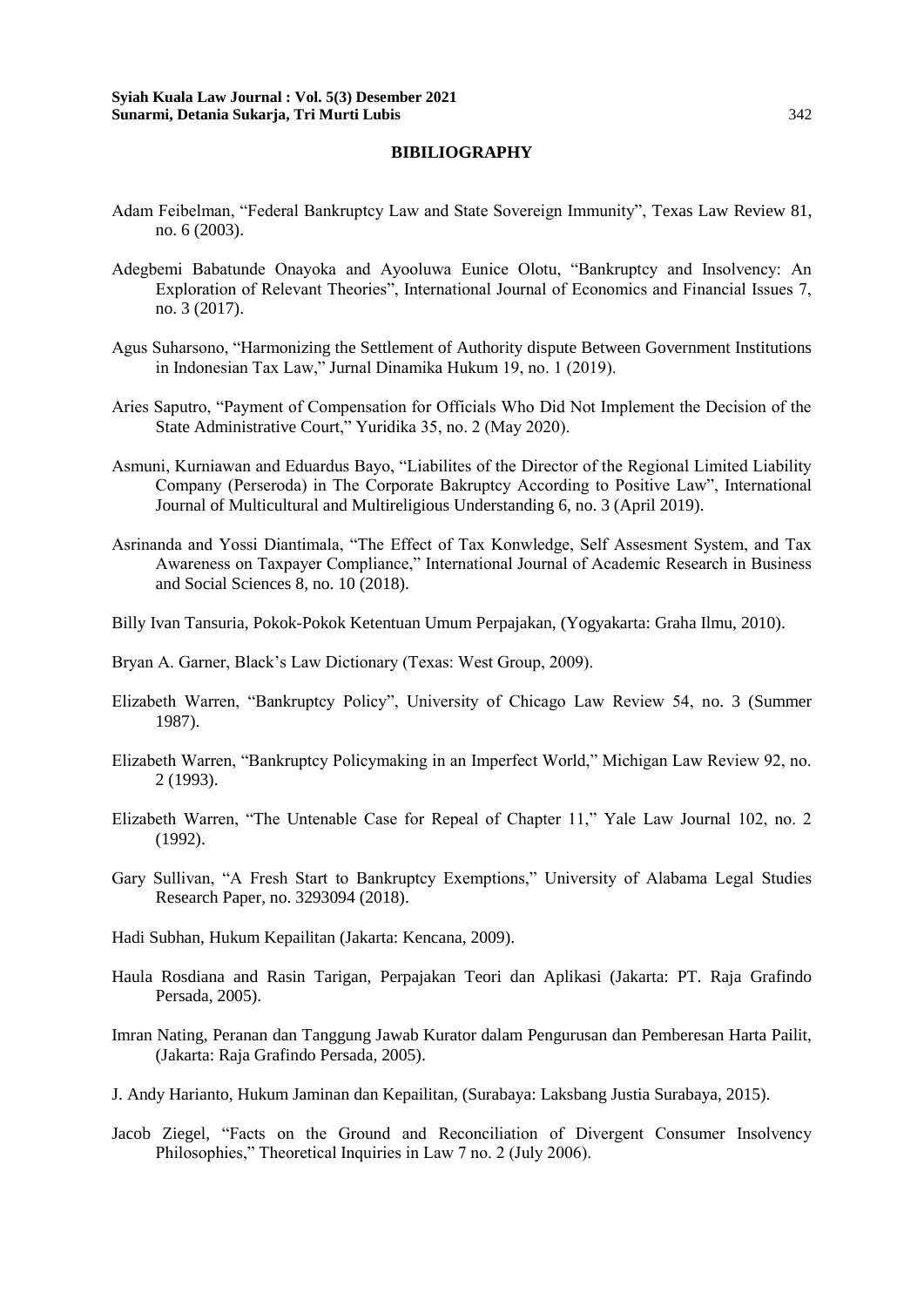## BIBILIOGRAPHY

Adam Feibelman, “Federal Bankruptcy Law and State Sovereign Immunity”, Texas Law Review 81, no. 6 (2003).

Adegbemi Babatunde Onayoka and Ayooluwa Eunice Olotu, “Bankruptcy and Insolvency: An Exploration of Relevant Theories”, International Journal of Economics and Financial Issues 7, no. 3 (2017).

Agus Suharsono, “Harmonizing the Settlement of Authority dispute Between Government Institutions in Indonesian Tax Law,” Jurnal Dinamika Hukum 19, no. 1 (2019).

Aries Saputro, “Payment of Compensation for Officials Who Did Not Implement the Decision of the State Administrative Court,” Yuridika 35, no. 2 (May 2020).

Asmuni, Kurniawan and Eduardus Bayo, “Liabilites of the Director of the Regional Limited Liability Company (Perseroda) in The Corporate Bakruptcy According to Positive Law”, International Journal of Multicultural and Multireligious Understanding 6, no. 3 (April 2019).

Asrinanda and Yossi Diantimala, “The Effect of Tax Konwledge, Self Assesment System, and Tax Awareness on Taxpayer Compliance,” International Journal of Academic Research in Business and Social Sciences 8, no. 10 (2018).

Billy Ivan Tansuria, Pokok-Pokok Ketentuan Umum Perpajakan, (Yogyakarta: Graha Ilmu, 2010).

Bryan A. Garner, Black’s Law Dictionary (Texas: West Group, 2009).

Elizabeth Warren, “Bankruptcy Policy”, University of Chicago Law Review 54, no. 3 (Summer 1987).

Elizabeth Warren, “Bankruptcy Policymaking in an Imperfect World,” Michigan Law Review 92, no. 2 (1993).

Elizabeth Warren, “The Untenable Case for Repeal of Chapter 11,” Yale Law Journal 102, no. 2 (1992).

Gary Sullivan, “A Fresh Start to Bankruptcy Exemptions,” University of Alabama Legal Studies Research Paper, no. 3293094 (2018).

Hadi Subhan, Hukum Kepailitan (Jakarta: Kencana, 2009).

Haula Rosdiana and Rasin Tarigan, Perpajakan Teori dan Aplikasi (Jakarta: PT. Raja Grafindo Persada, 2005).

Imran Nating, Peranan dan Tanggung Jawab Kurator dalam Pengurusan dan Pemberesan Harta Pailit, (Jakarta: Raja Grafindo Persada, 2005).

J. Andy Harianto, Hukum Jaminan dan Kepailitan, (Surabaya: Laksbang Justia Surabaya, 2015).

Jacob Ziegel, “Facts on the Ground and Reconciliation of Divergent Consumer Insolvency Philosophies,” Theoretical Inquiries in Law 7 no. 2 (July 2006).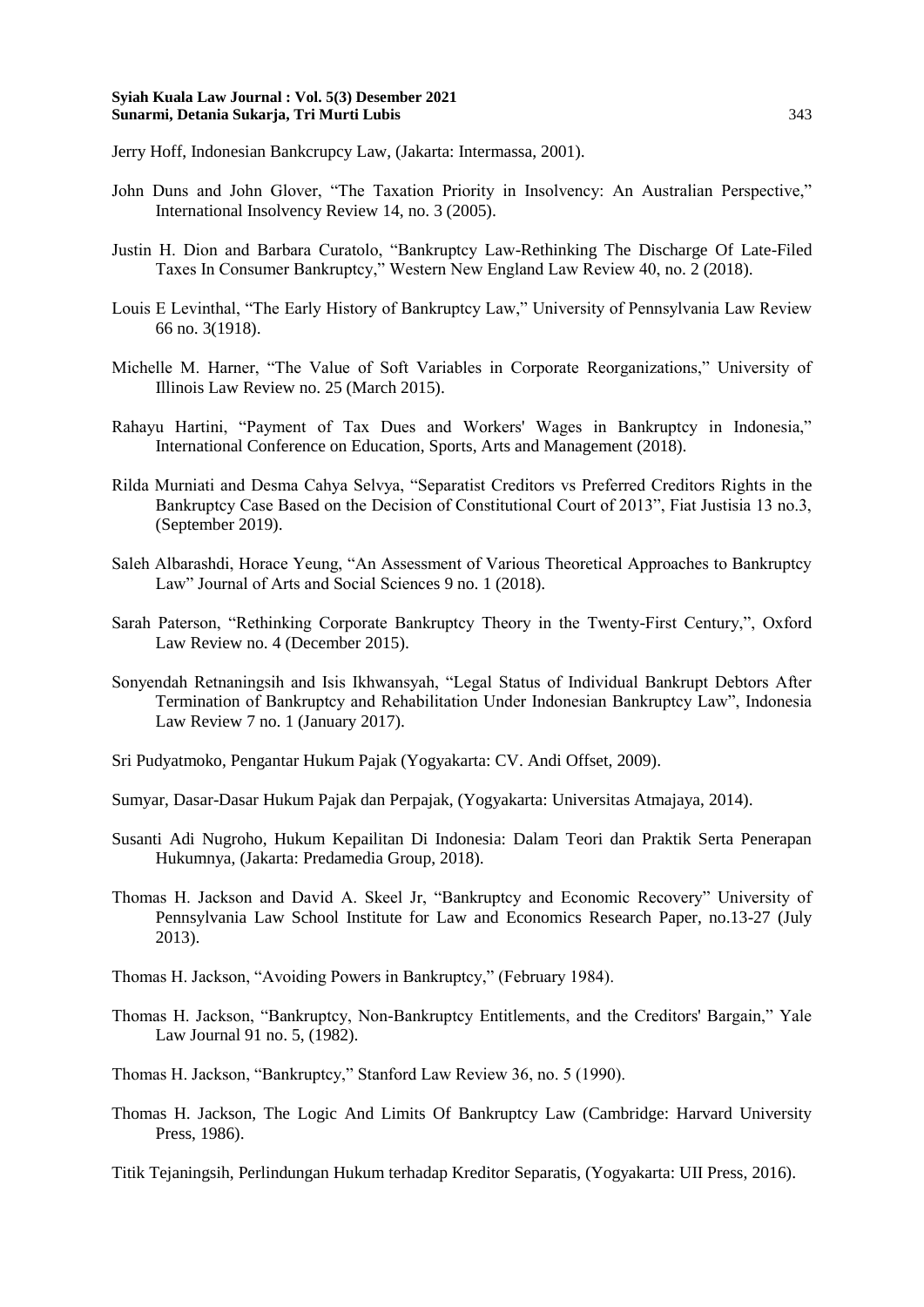Jerry Hoff, Indonesian Bankcrupcy Law, (Jakarta: Intermassa, 2001).

John Duns and John Glover, "The Taxation Priority in Insolvency: An Australian Perspective," International Insolvency Review 14, no. 3 (2005).

Justin H. Dion and Barbara Curatolo, "Bankruptcy Law-Rethinking The Discharge Of Late-Filed Taxes In Consumer Bankruptcy," Western New England Law Review 40, no. 2 (2018).

Louis E Levinthal, "The Early History of Bankruptcy Law," University of Pennsylvania Law Review 66 no. 3(1918).

Michelle M. Harner, "The Value of Soft Variables in Corporate Reorganizations," University of Illinois Law Review no. 25 (March 2015).

Rahayu Hartini, "Payment of Tax Dues and Workers' Wages in Bankruptcy in Indonesia," International Conference on Education, Sports, Arts and Management (2018).

Rilda Murniati and Desma Cahya Selvya, "Separatist Creditors vs Preferred Creditors Rights in the Bankruptcy Case Based on the Decision of Constitutional Court of 2013", Fiat Justisia 13 no.3, (September 2019).

Saleh Albarashdi, Horace Yeung, "An Assessment of Various Theoretical Approaches to Bankruptcy Law" Journal of Arts and Social Sciences 9 no. 1 (2018).

Sarah Paterson, "Rethinking Corporate Bankruptcy Theory in the Twenty-First Century,", Oxford Law Review no. 4 (December 2015).

Sonyendah Retnaningsih and Isis Ikhwansyah, "Legal Status of Individual Bankrupt Debtors After Termination of Bankruptcy and Rehabilitation Under Indonesian Bankruptcy Law", Indonesia Law Review 7 no. 1 (January 2017).

Sri Pudyatmoko, Pengantar Hukum Pajak (Yogyakarta: CV. Andi Offset, 2009).

Sumyar, Dasar-Dasar Hukum Pajak dan Perpajak, (Yogyakarta: Universitas Atmajaya, 2014).

Susanti Adi Nugroho, Hukum Kepailitan Di Indonesia: Dalam Teori dan Praktik Serta Penerapan Hukumnya, (Jakarta: Predamedia Group, 2018).

Thomas H. Jackson and David A. Skeel Jr, "Bankruptcy and Economic Recovery" University of Pennsylvania Law School Institute for Law and Economics Research Paper, no.13-27 (July 2013).

Thomas H. Jackson, "Avoiding Powers in Bankruptcy," (February 1984).

Thomas H. Jackson, "Bankruptcy, Non-Bankruptcy Entitlements, and the Creditors' Bargain," Yale Law Journal 91 no. 5, (1982).

Thomas H. Jackson, "Bankruptcy," Stanford Law Review 36, no. 5 (1990).

Thomas H. Jackson, The Logic And Limits Of Bankruptcy Law (Cambridge: Harvard University Press, 1986).

Titik Tejaningsih, Perlindungan Hukum terhadap Kreditor Separatis, (Yogyakarta: UII Press, 2016).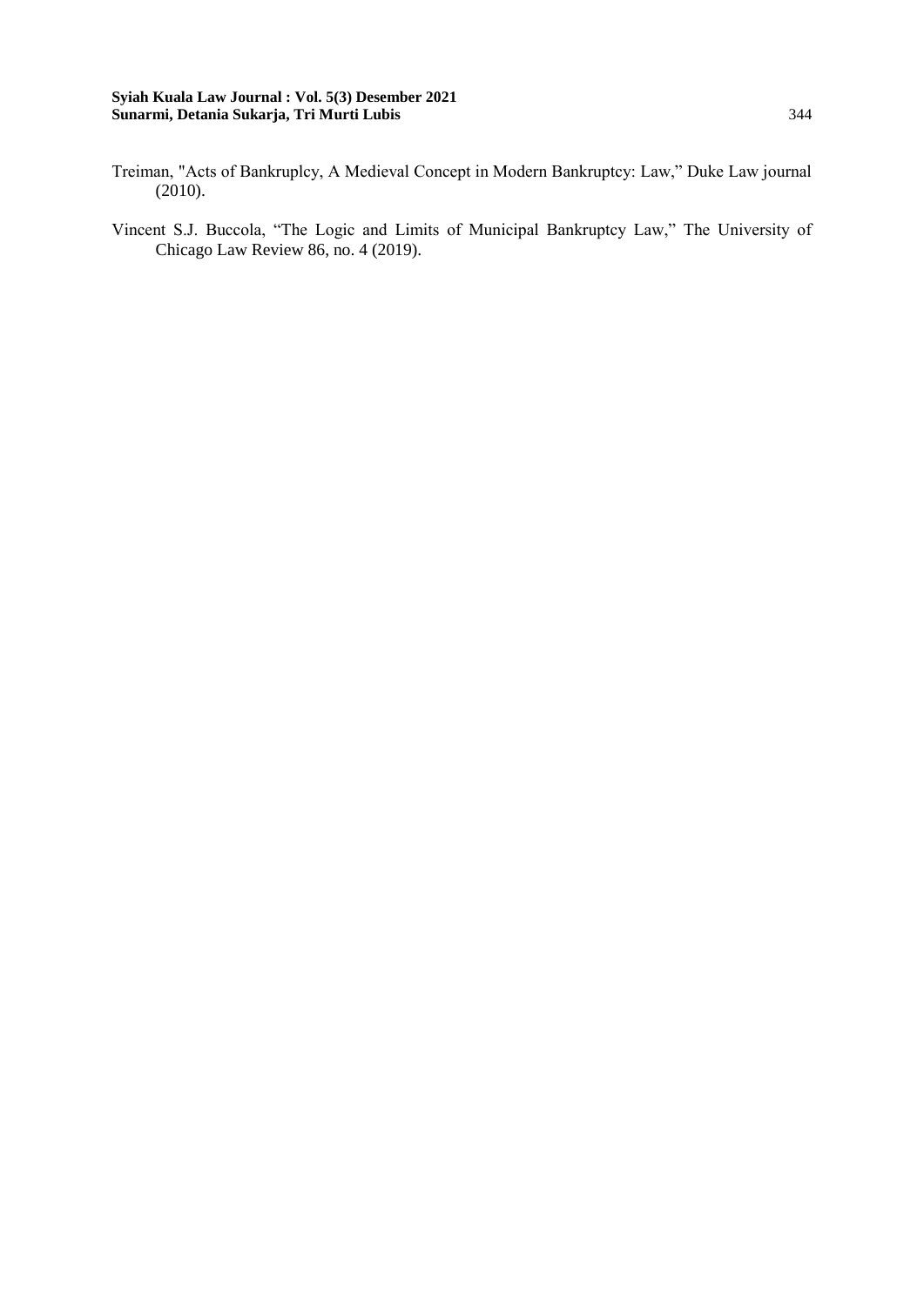Treiman, "Acts of Bankruplcy, A Medieval Concept in Modern Bankruptcy: Law," Duke Law journal (2010).

Vincent S.J. Buccola, "The Logic and Limits of Municipal Bankruptcy Law," The University of Chicago Law Review 86, no. 4 (2019).